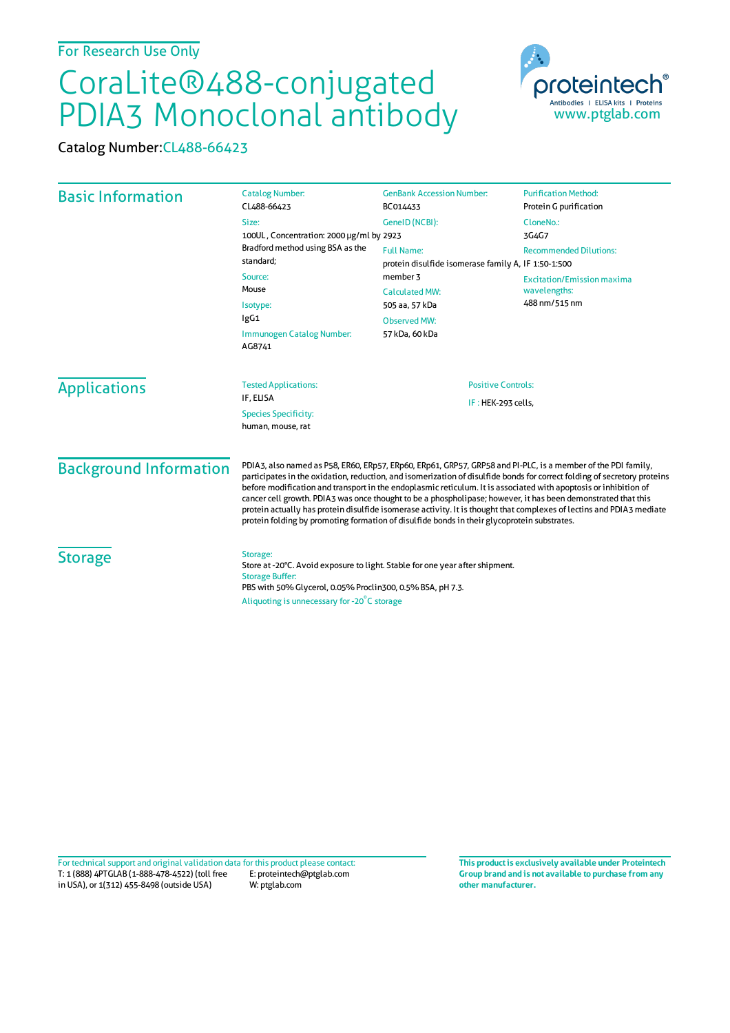For Research Use Only

# CoraLite®488-conjugated PDIA3 Monoclonal antibody

Catalog Number: CL488-66423

proteintech®
Antibodies | ELISA kits | Proteins
www.ptglab.com

## Basic Information

Catalog Number:
CL488-66423

Size:
100UL , Concentration: 2000 μg/ml by Bradford method using BSA as the standard;

Source:
Mouse

Isotype:
IgG1

Immunogen Catalog Number:
AG8741

GenBank Accession Number:
BC014433

GeneID (NCBI):
2923

Full Name:
protein disulfide isomerase family A, member 3

Calculated MW:
505 aa, 57 kDa

Observed MW:
57 kDa, 60 kDa

Purification Method:
Protein G purification

CloneNo.:
3G4G7

Recommended Dilutions:
IF 1:50-1:500

Excitation/Emission maxima wavelengths:
488 nm/515 nm

## Applications

Tested Applications:
IF, ELISA

Species Specificity:
human, mouse, rat

Positive Controls:

IF : HEK-293 cells,

## Background Information

PDIA3, also named as P58, ER60, ERp57, ERp60, ERp61, GRP57, GRP58 and PI-PLC, is a member of the PDI family, participates in the oxidation, reduction, and isomerization of disulfide bonds for correct folding of secretory proteins before modification and transport in the endoplasmic reticulum. It is associated with apoptosis or inhibition of cancer cell growth. PDIA3 was once thought to be a phospholipase; however, it has been demonstrated that this protein actually has protein disulfide isomerase activity. It is thought that complexes of lectins and PDIA3 mediate protein folding by promoting formation of disulfide bonds in their glycoprotein substrates.

## Storage

Storage:
Store at -20°C. Avoid exposure to light. Stable for one year after shipment.

Storage Buffer:
PBS with 50% Glycerol, 0.05% Proclin300, 0.5% BSA, pH 7.3.

Aliquoting is unnecessary for -20°C storage

For technical support and original validation data for this product please contact:
T: 1 (888) 4PTGLAB (1-888-478-4522) (toll free in USA), or 1(312) 455-8498 (outside USA)
E: proteintech@ptglab.com
W: ptglab.com

**This product is exclusively available under Proteintech Group brand and is not available to purchase from any other manufacturer.**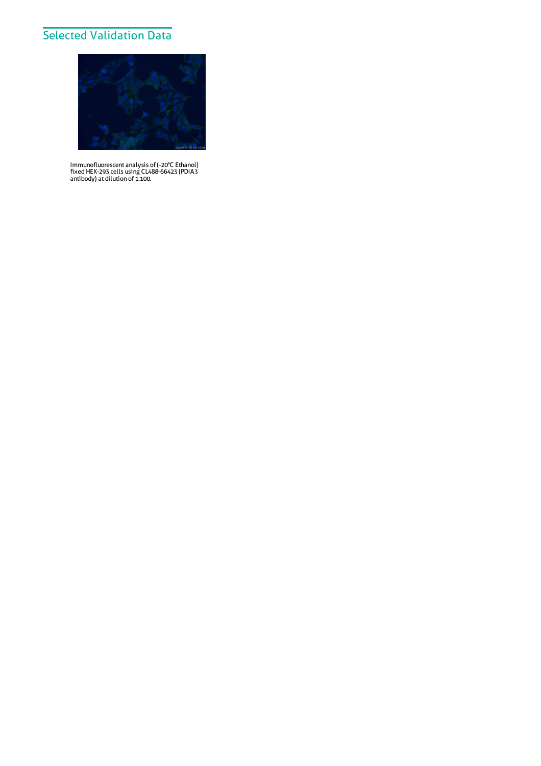## Selected Validation Data

Immunofluorescent analysis of (-20°C Ethanol) fixed HEK-293 cells using CL488-66423 (PDIA3 antibody) at dilution of 1:100.